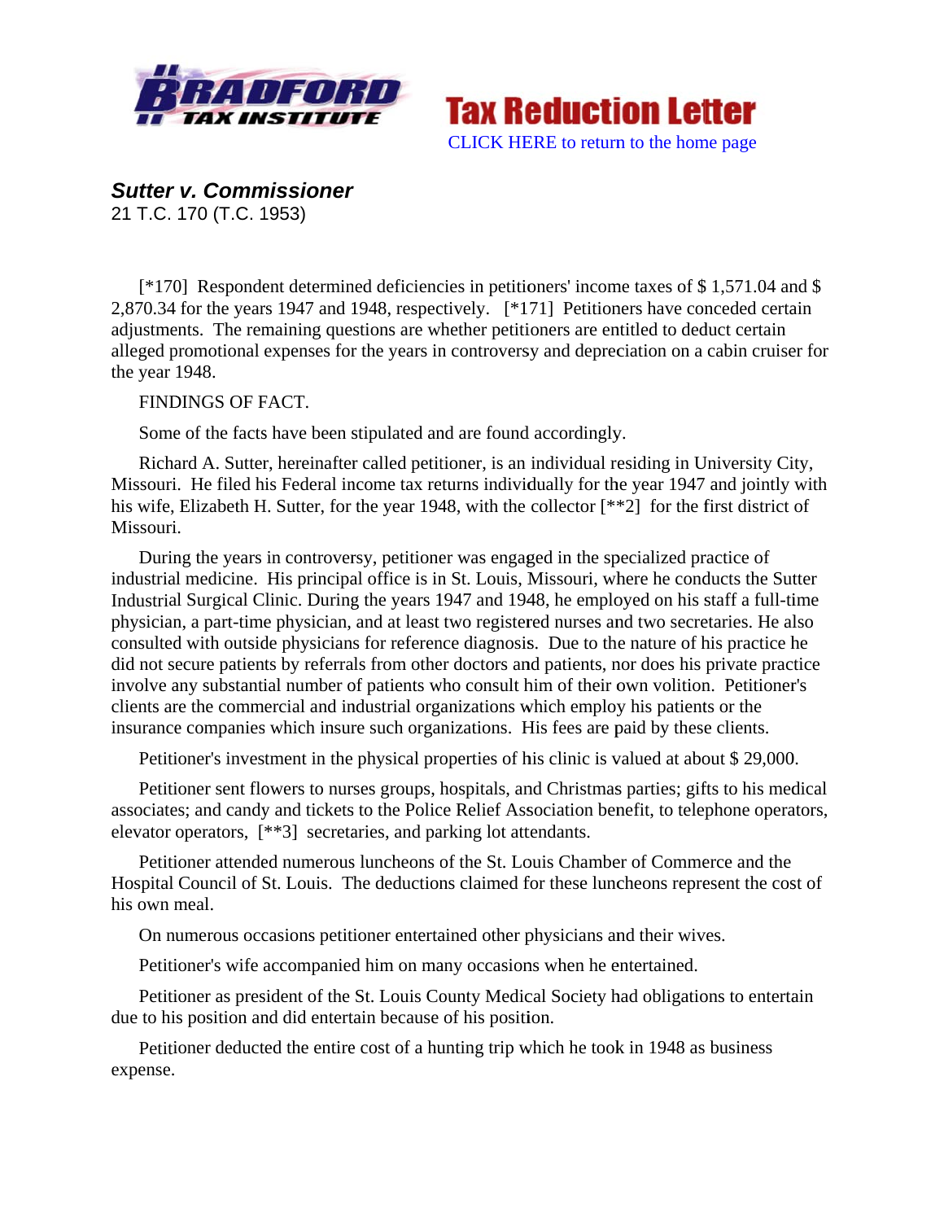**Tax Reduction Letter**

CLICK HERE to return to the home page

***Sutter v. Commissioner***
21 T.C. 170 (T.C. 1953)

[*170] Respondent determined deficiencies in petitioners' income taxes of $ 1,571.04 and $ 2,870.34 for the years 1947 and 1948, respectively. [*171] Petitioners have conceded certain adjustments. The remaining questions are whether petitioners are entitled to deduct certain alleged promotional expenses for the years in controversy and depreciation on a cabin cruiser for the year 1948.

FINDINGS OF FACT.

Some of the facts have been stipulated and are found accordingly.

Richard A. Sutter, hereinafter called petitioner, is an individual residing in University City, Missouri. He filed his Federal income tax returns individually for the year 1947 and jointly with his wife, Elizabeth H. Sutter, for the year 1948, with the collector [**2] for the first district of Missouri.

During the years in controversy, petitioner was engaged in the specialized practice of industrial medicine. His principal office is in St. Louis, Missouri, where he conducts the Sutter Industrial Surgical Clinic. During the years 1947 and 1948, he employed on his staff a full-time physician, a part-time physician, and at least two registered nurses and two secretaries. He also consulted with outside physicians for reference diagnosis. Due to the nature of his practice he did not secure patients by referrals from other doctors and patients, nor does his private practice involve any substantial number of patients who consult him of their own volition. Petitioner's clients are the commercial and industrial organizations which employ his patients or the insurance companies which insure such organizations. His fees are paid by these clients.

Petitioner's investment in the physical properties of his clinic is valued at about $ 29,000.

Petitioner sent flowers to nurses groups, hospitals, and Christmas parties; gifts to his medical associates; and candy and tickets to the Police Relief Association benefit, to telephone operators, elevator operators, [**3] secretaries, and parking lot attendants.

Petitioner attended numerous luncheons of the St. Louis Chamber of Commerce and the Hospital Council of St. Louis. The deductions claimed for these luncheons represent the cost of his own meal.

On numerous occasions petitioner entertained other physicians and their wives.

Petitioner's wife accompanied him on many occasions when he entertained.

Petitioner as president of the St. Louis County Medical Society had obligations to entertain due to his position and did entertain because of his position.

Petitioner deducted the entire cost of a hunting trip which he took in 1948 as business expense.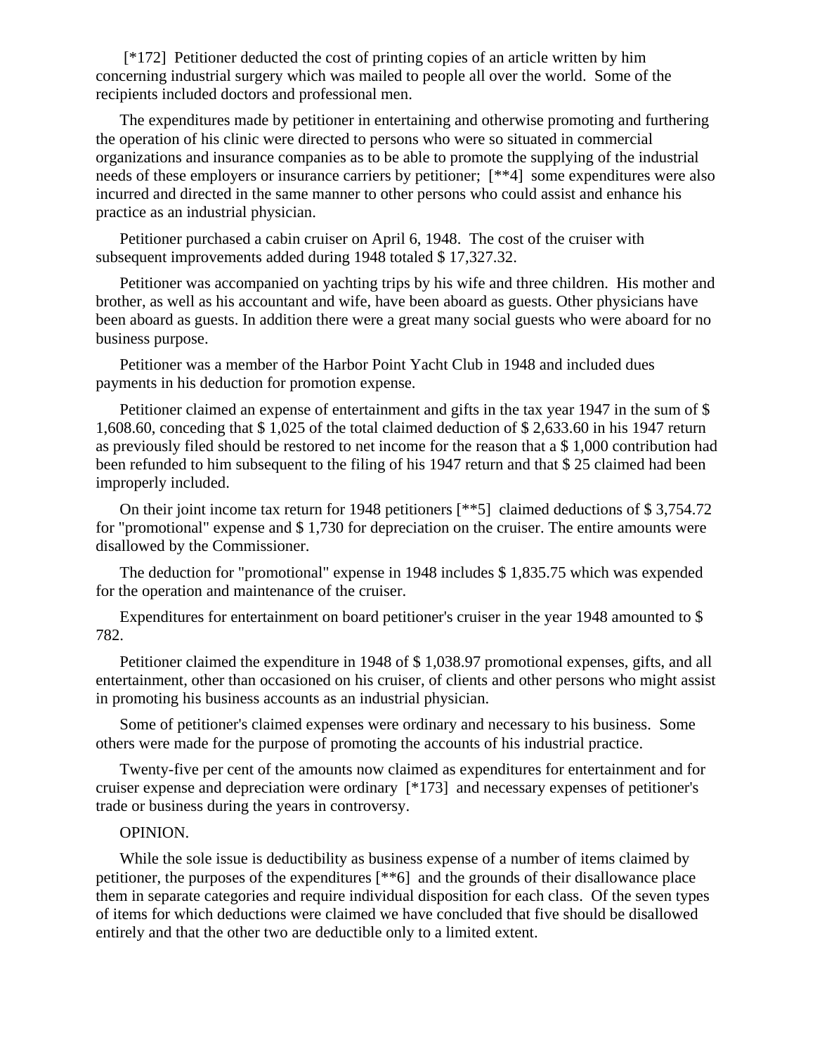[*172] Petitioner deducted the cost of printing copies of an article written by him concerning industrial surgery which was mailed to people all over the world. Some of the recipients included doctors and professional men.

The expenditures made by petitioner in entertaining and otherwise promoting and furthering the operation of his clinic were directed to persons who were so situated in commercial organizations and insurance companies as to be able to promote the supplying of the industrial needs of these employers or insurance carriers by petitioner; [**4] some expenditures were also incurred and directed in the same manner to other persons who could assist and enhance his practice as an industrial physician.

Petitioner purchased a cabin cruiser on April 6, 1948. The cost of the cruiser with subsequent improvements added during 1948 totaled $ 17,327.32.

Petitioner was accompanied on yachting trips by his wife and three children. His mother and brother, as well as his accountant and wife, have been aboard as guests. Other physicians have been aboard as guests. In addition there were a great many social guests who were aboard for no business purpose.

Petitioner was a member of the Harbor Point Yacht Club in 1948 and included dues payments in his deduction for promotion expense.

Petitioner claimed an expense of entertainment and gifts in the tax year 1947 in the sum of $ 1,608.60, conceding that $ 1,025 of the total claimed deduction of $ 2,633.60 in his 1947 return as previously filed should be restored to net income for the reason that a $ 1,000 contribution had been refunded to him subsequent to the filing of his 1947 return and that $ 25 claimed had been improperly included.

On their joint income tax return for 1948 petitioners [**5] claimed deductions of $ 3,754.72 for "promotional" expense and $ 1,730 for depreciation on the cruiser. The entire amounts were disallowed by the Commissioner.

The deduction for "promotional" expense in 1948 includes $ 1,835.75 which was expended for the operation and maintenance of the cruiser.

Expenditures for entertainment on board petitioner's cruiser in the year 1948 amounted to $ 782.

Petitioner claimed the expenditure in 1948 of $ 1,038.97 promotional expenses, gifts, and all entertainment, other than occasioned on his cruiser, of clients and other persons who might assist in promoting his business accounts as an industrial physician.

Some of petitioner's claimed expenses were ordinary and necessary to his business. Some others were made for the purpose of promoting the accounts of his industrial practice.

Twenty-five per cent of the amounts now claimed as expenditures for entertainment and for cruiser expense and depreciation were ordinary [*173] and necessary expenses of petitioner's trade or business during the years in controversy.

OPINION.

While the sole issue is deductibility as business expense of a number of items claimed by petitioner, the purposes of the expenditures [**6] and the grounds of their disallowance place them in separate categories and require individual disposition for each class. Of the seven types of items for which deductions were claimed we have concluded that five should be disallowed entirely and that the other two are deductible only to a limited extent.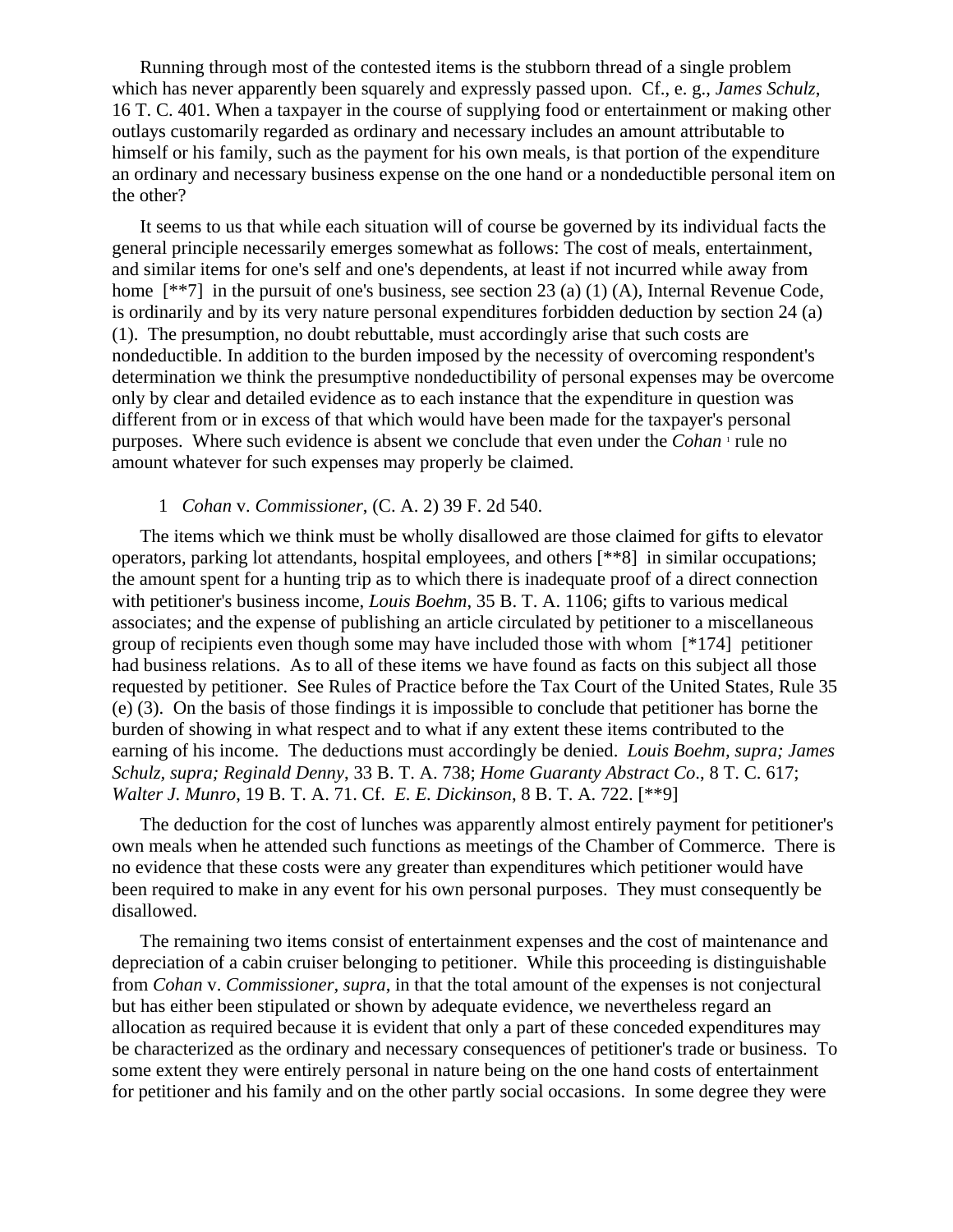Running through most of the contested items is the stubborn thread of a single problem which has never apparently been squarely and expressly passed upon. Cf., e. g., *James Schulz*, 16 T. C. 401. When a taxpayer in the course of supplying food or entertainment or making other outlays customarily regarded as ordinary and necessary includes an amount attributable to himself or his family, such as the payment for his own meals, is that portion of the expenditure an ordinary and necessary business expense on the one hand or a nondeductible personal item on the other?

It seems to us that while each situation will of course be governed by its individual facts the general principle necessarily emerges somewhat as follows: The cost of meals, entertainment, and similar items for one's self and one's dependents, at least if not incurred while away from home [**7] in the pursuit of one's business, see section 23 (a) (1) (A), Internal Revenue Code, is ordinarily and by its very nature personal expenditures forbidden deduction by section 24 (a) (1). The presumption, no doubt rebuttable, must accordingly arise that such costs are nondeductible. In addition to the burden imposed by the necessity of overcoming respondent's determination we think the presumptive nondeductibility of personal expenses may be overcome only by clear and detailed evidence as to each instance that the expenditure in question was different from or in excess of that which would have been made for the taxpayer's personal purposes. Where such evidence is absent we conclude that even under the *Cohan* [1] rule no amount whatever for such expenses may properly be claimed.

1 *Cohan* v. *Commissioner*, (C. A. 2) 39 F. 2d 540.

The items which we think must be wholly disallowed are those claimed for gifts to elevator operators, parking lot attendants, hospital employees, and others [**8] in similar occupations; the amount spent for a hunting trip as to which there is inadequate proof of a direct connection with petitioner's business income, *Louis Boehm*, 35 B. T. A. 1106; gifts to various medical associates; and the expense of publishing an article circulated by petitioner to a miscellaneous group of recipients even though some may have included those with whom [*174] petitioner had business relations. As to all of these items we have found as facts on this subject all those requested by petitioner. See Rules of Practice before the Tax Court of the United States, Rule 35 (e) (3). On the basis of those findings it is impossible to conclude that petitioner has borne the burden of showing in what respect and to what if any extent these items contributed to the earning of his income. The deductions must accordingly be denied. *Louis Boehm*, *supra; James Schulz*, *supra; Reginald Denny*, 33 B. T. A. 738; *Home Guaranty Abstract Co*., 8 T. C. 617; *Walter J. Munro*, 19 B. T. A. 71. Cf. *E. E. Dickinson*, 8 B. T. A. 722. [**9]

The deduction for the cost of lunches was apparently almost entirely payment for petitioner's own meals when he attended such functions as meetings of the Chamber of Commerce. There is no evidence that these costs were any greater than expenditures which petitioner would have been required to make in any event for his own personal purposes. They must consequently be disallowed.

The remaining two items consist of entertainment expenses and the cost of maintenance and depreciation of a cabin cruiser belonging to petitioner. While this proceeding is distinguishable from *Cohan* v. *Commissioner, supra*, in that the total amount of the expenses is not conjectural but has either been stipulated or shown by adequate evidence, we nevertheless regard an allocation as required because it is evident that only a part of these conceded expenditures may be characterized as the ordinary and necessary consequences of petitioner's trade or business. To some extent they were entirely personal in nature being on the one hand costs of entertainment for petitioner and his family and on the other partly social occasions. In some degree they were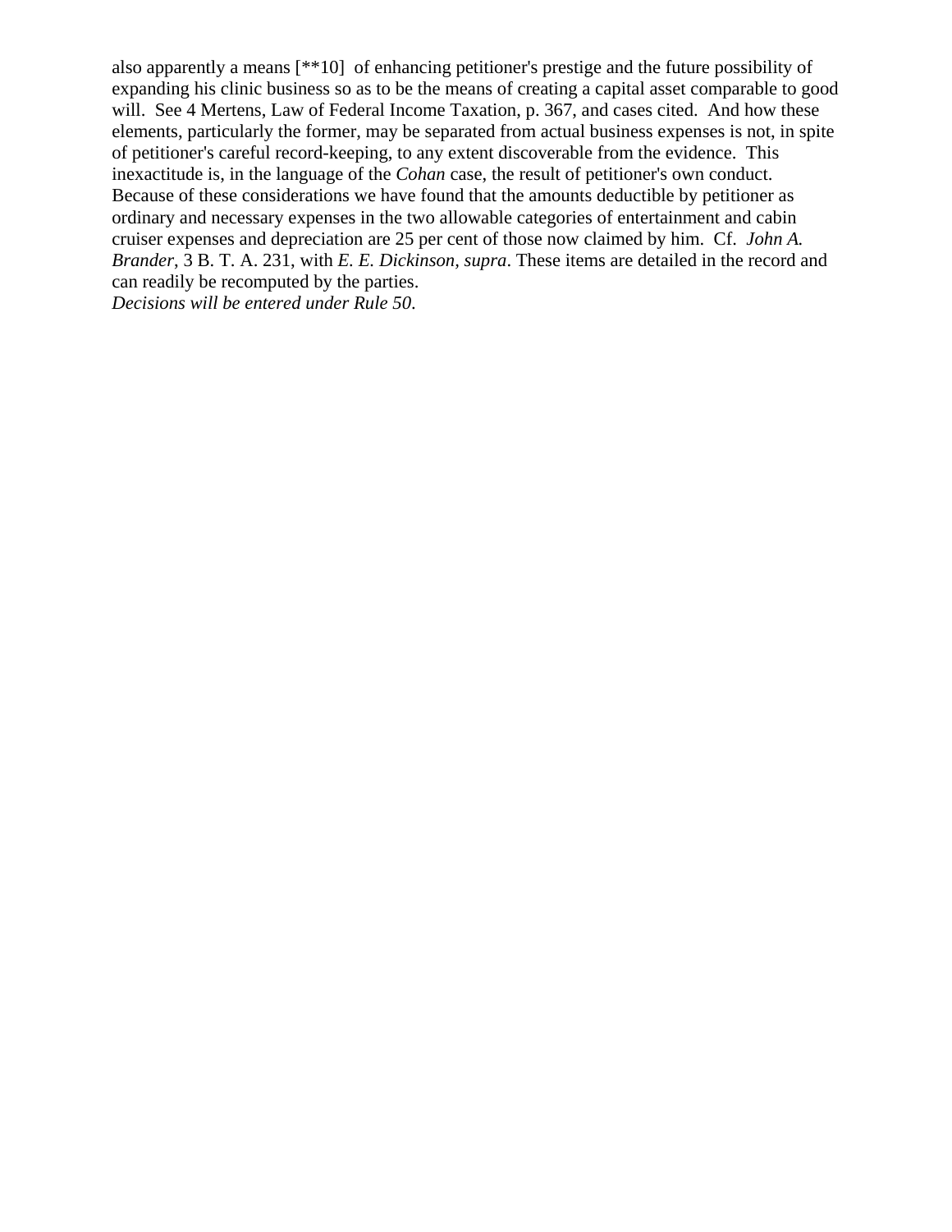also apparently a means [**10] of enhancing petitioner's prestige and the future possibility of expanding his clinic business so as to be the means of creating a capital asset comparable to good will. See 4 Mertens, Law of Federal Income Taxation, p. 367, and cases cited. And how these elements, particularly the former, may be separated from actual business expenses is not, in spite of petitioner's careful record-keeping, to any extent discoverable from the evidence. This inexactitude is, in the language of the *Cohan* case, the result of petitioner's own conduct. Because of these considerations we have found that the amounts deductible by petitioner as ordinary and necessary expenses in the two allowable categories of entertainment and cabin cruiser expenses and depreciation are 25 per cent of those now claimed by him. Cf. *John A. Brander*, 3 B. T. A. 231, with *E. E. Dickinson*, *supra*. These items are detailed in the record and can readily be recomputed by the parties.

*Decisions will be entered under Rule 50.*